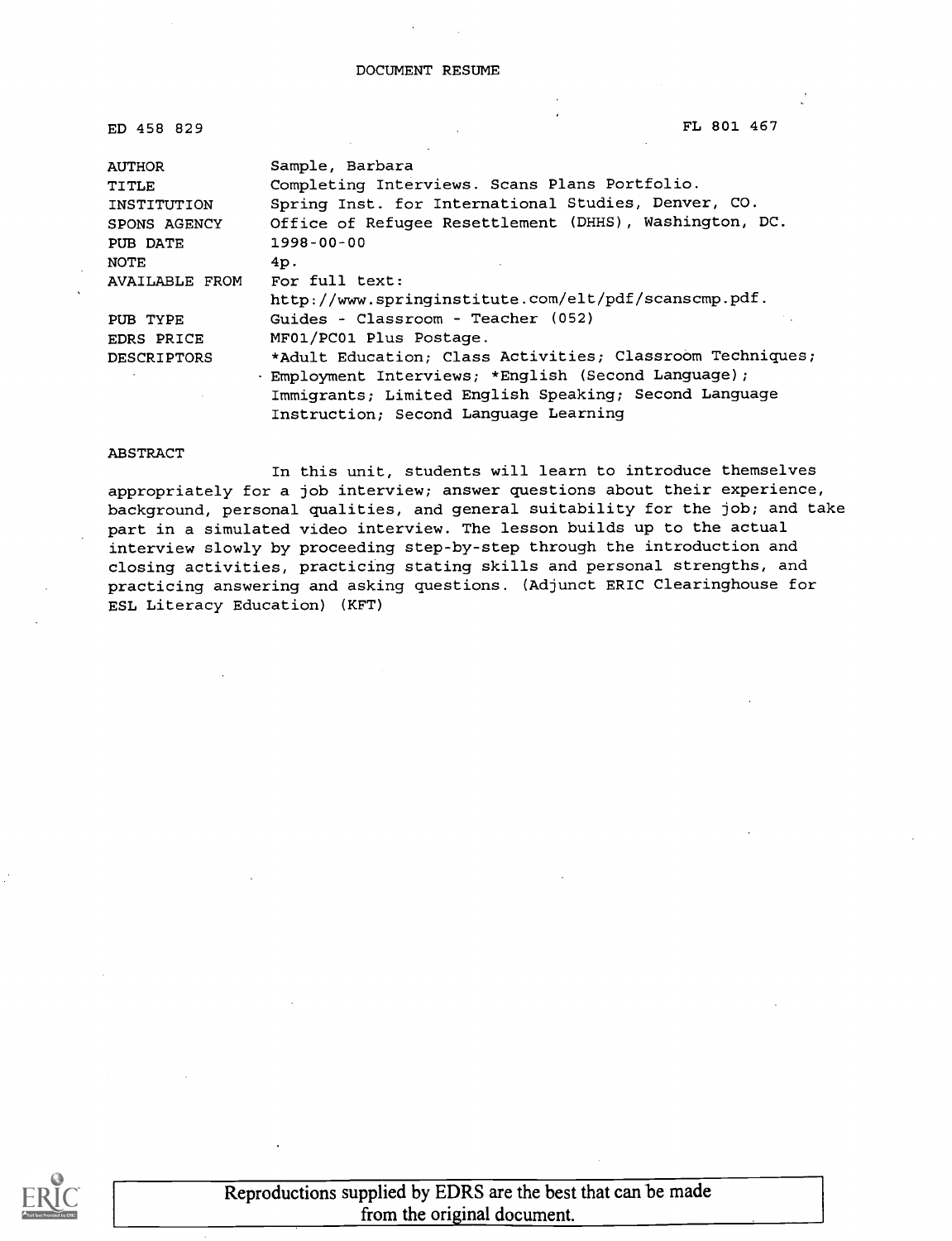DOCUMENT RESUME

| | | |
|---|---|---|
| ED 458 829 | | FL 801 467 |
| AUTHOR | Sample, Barbara | |
| TITLE | Completing Interviews. Scans Plans Portfolio. | |
| INSTITUTION | Spring Inst. for International Studies, Denver, CO. | |
| SPONS AGENCY | Office of Refugee Resettlement (DHHS), Washington, DC. | |
| PUB DATE | 1998-00-00 | |
| NOTE | 4p. | |
| AVAILABLE FROM | For full text: http://www.springinstitute.com/elt/pdf/scanscmp.pdf. | |
| PUB TYPE | Guides - Classroom - Teacher (052) | |
| EDRS PRICE | MF01/PC01 Plus Postage. | |
| DESCRIPTORS | *Adult Education; Class Activities; Classroom Techniques; Employment Interviews; *English (Second Language); Immigrants; Limited English Speaking; Second Language Instruction; Second Language Learning | |

ABSTRACT

In this unit, students will learn to introduce themselves appropriately for a job interview; answer questions about their experience, background, personal qualities, and general suitability for the job; and take part in a simulated video interview. The lesson builds up to the actual interview slowly by proceeding step-by-step through the introduction and closing activities, practicing stating skills and personal strengths, and practicing answering and asking questions. (Adjunct ERIC Clearinghouse for ESL Literacy Education) (KFT)

Reproductions supplied by EDRS are the best that can be made from the original document.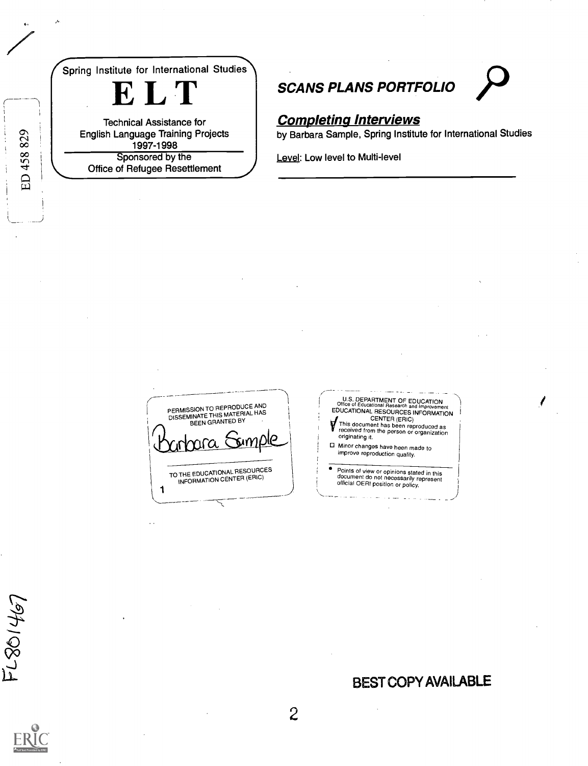Spring Institute for International Studies

# ELT

Technical Assistance for English Language Training Projects 1997-1998

Sponsored by the Office of Refugee Resettlement

## *SCANS PLANS PORTFOLIO*

### ***Completing Interviews***

by Barbara Sample, Spring Institute for International Studies

Level: Low level to Multi-level

ED 458 829

PERMISSION TO REPRODUCE AND DISSEMINATE THIS MATERIAL HAS BEEN GRANTED BY

Barbara Sample

TO THE EDUCATIONAL RESOURCES INFORMATION CENTER (ERIC)

1

U.S. DEPARTMENT OF EDUCATION
Office of Educational Research and Improvement
EDUCATIONAL RESOURCES INFORMATION CENTER (ERIC)

- [x] This document has been reproduced as received from the person or organization originating it.
- [ ] Minor changes have been made to improve reproduction quality.

- Points of view or opinions stated in this document do not necessarily represent official OERI position or policy.

FL801467

BEST COPY AVAILABLE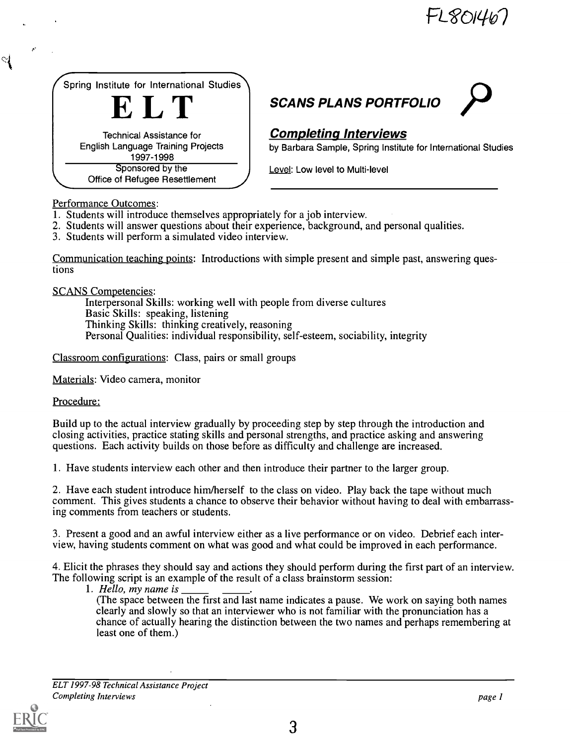FL801467

Spring Institute for International Studies

# E L T

Technical Assistance for
English Language Training Projects
1997-1998
Sponsored by the
Office of Refugee Resettlement

## SCANS PLANS PORTFOLIO

### Completing Interviews

by Barbara Sample, Spring Institute for International Studies

Level: Low level to Multi-level

Performance Outcomes:

1. Students will introduce themselves appropriately for a job interview.
2. Students will answer questions about their experience, background, and personal qualities.
3. Students will perform a simulated video interview.

Communication teaching points: Introductions with simple present and simple past, answering questions

SCANS Competencies:

Interpersonal Skills: working well with people from diverse cultures
Basic Skills: speaking, listening
Thinking Skills: thinking creatively, reasoning
Personal Qualities: individual responsibility, self-esteem, sociability, integrity

Classroom configurations: Class, pairs or small groups

Materials: Video camera, monitor

Procedure:

Build up to the actual interview gradually by proceeding step by step through the introduction and closing activities, practice stating skills and personal strengths, and practice asking and answering questions. Each activity builds on those before as difficulty and challenge are increased.

1. Have students interview each other and then introduce their partner to the larger group.

2. Have each student introduce him/herself to the class on video. Play back the tape without much comment. This gives students a chance to observe their behavior without having to deal with embarrassing comments from teachers or students.

3. Present a good and an awful interview either as a live performance or on video. Debrief each interview, having students comment on what was good and what could be improved in each performance.

4. Elicit the phrases they should say and actions they should perform during the first part of an interview. The following script is an example of the result of a class brainstorm session:

   1. *Hello, my name is _____ _____.*
   (The space between the first and last name indicates a pause. We work on saying both names clearly and slowly so that an interviewer who is not familiar with the pronunciation has a chance of actually hearing the distinction between the two names and perhaps remembering at least one of them.)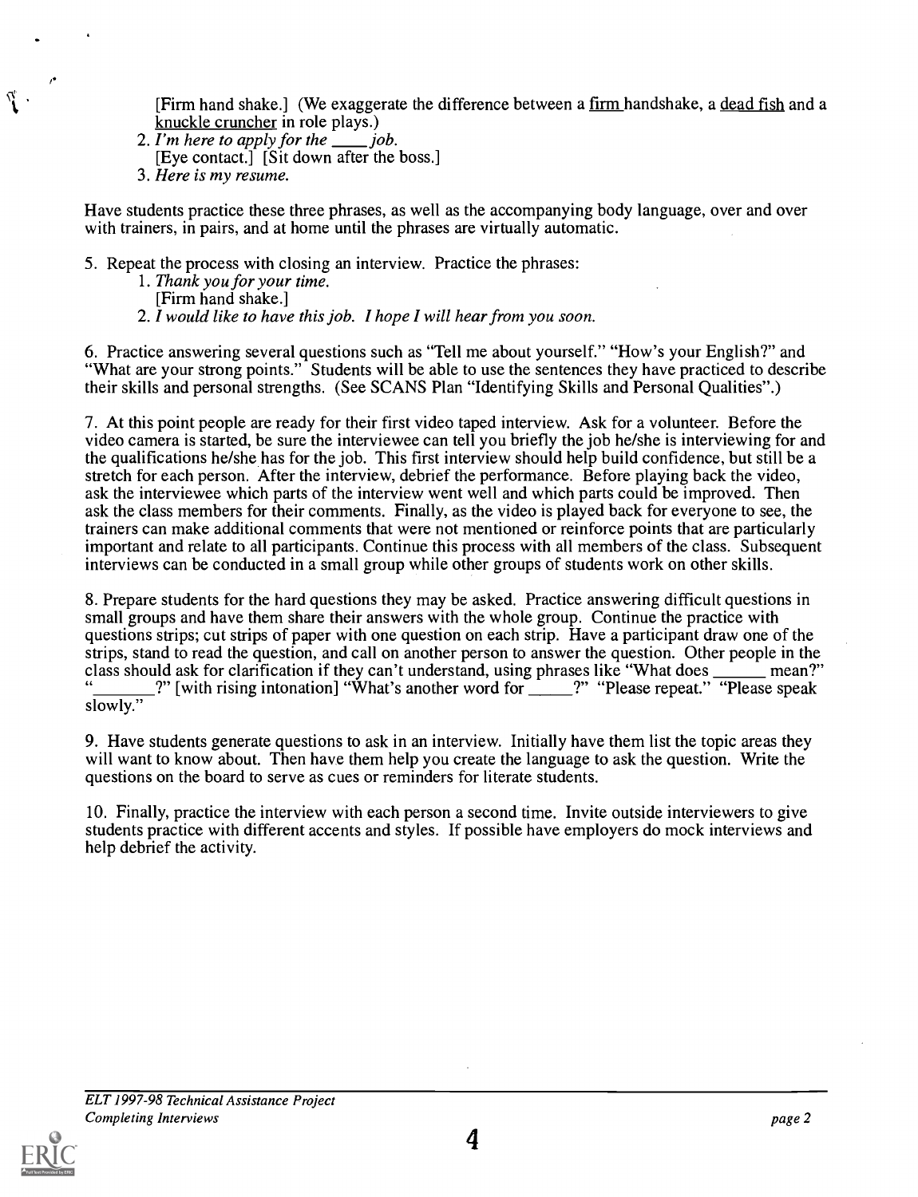[Firm hand shake.] (We exaggerate the difference between a <u>firm</u> handshake, a <u>dead fish</u> and a <u>knuckle cruncher</u> in role plays.)

2. *I'm here to apply for the ____ job.*
   [Eye contact.] [Sit down after the boss.]
3. *Here is my resume.*

Have students practice these three phrases, as well as the accompanying body language, over and over with trainers, in pairs, and at home until the phrases are virtually automatic.

5. Repeat the process with closing an interview. Practice the phrases:
   1. *Thank you for your time.*
      [Firm hand shake.]
   2. *I would like to have this job. I hope I will hear from you soon.*

6. Practice answering several questions such as "Tell me about yourself." "How's your English?" and "What are your strong points." Students will be able to use the sentences they have practiced to describe their skills and personal strengths. (See SCANS Plan "Identifying Skills and Personal Qualities".)

7. At this point people are ready for their first video taped interview. Ask for a volunteer. Before the video camera is started, be sure the interviewee can tell you briefly the job he/she is interviewing for and the qualifications he/she has for the job. This first interview should help build confidence, but still be a stretch for each person. After the interview, debrief the performance. Before playing back the video, ask the interviewee which parts of the interview went well and which parts could be improved. Then ask the class members for their comments. Finally, as the video is played back for everyone to see, the trainers can make additional comments that were not mentioned or reinforce points that are particularly important and relate to all participants. Continue this process with all members of the class. Subsequent interviews can be conducted in a small group while other groups of students work on other skills.

8. Prepare students for the hard questions they may be asked. Practice answering difficult questions in small groups and have them share their answers with the whole group. Continue the practice with questions strips; cut strips of paper with one question on each strip. Have a participant draw one of the strips, stand to read the question, and call on another person to answer the question. Other people in the class should ask for clarification if they can't understand, using phrases like "What does ______ mean?" "_______?" [with rising intonation] "What's another word for _____?" "Please repeat." "Please speak slowly."

9. Have students generate questions to ask in an interview. Initially have them list the topic areas they will want to know about. Then have them help you create the language to ask the question. Write the questions on the board to serve as cues or reminders for literate students.

10. Finally, practice the interview with each person a second time. Invite outside interviewers to give students practice with different accents and styles. If possible have employers do mock interviews and help debrief the activity.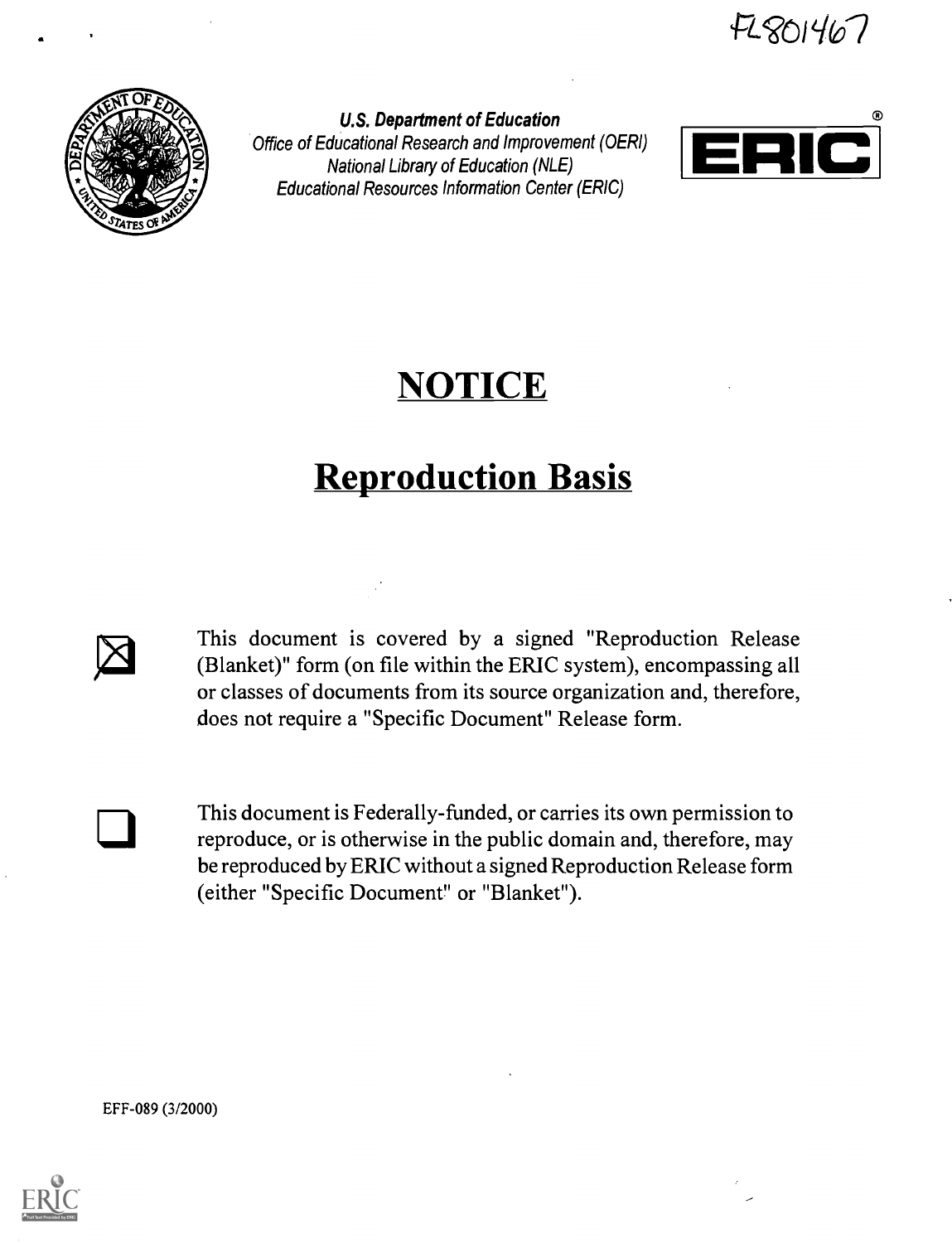FL801467

**U.S. Department of Education**
*Office of Educational Research and Improvement (OERI)*
*National Library of Education (NLE)*
*Educational Resources Information Center (ERIC)*

ERIC®

# NOTICE

# Reproduction Basis

☒ This document is covered by a signed "Reproduction Release (Blanket)" form (on file within the ERIC system), encompassing all or classes of documents from its source organization and, therefore, does not require a "Specific Document" Release form.

☐ This document is Federally-funded, or carries its own permission to reproduce, or is otherwise in the public domain and, therefore, may be reproduced by ERIC without a signed Reproduction Release form (either "Specific Document" or "Blanket").

EFF-089 (3/2000)